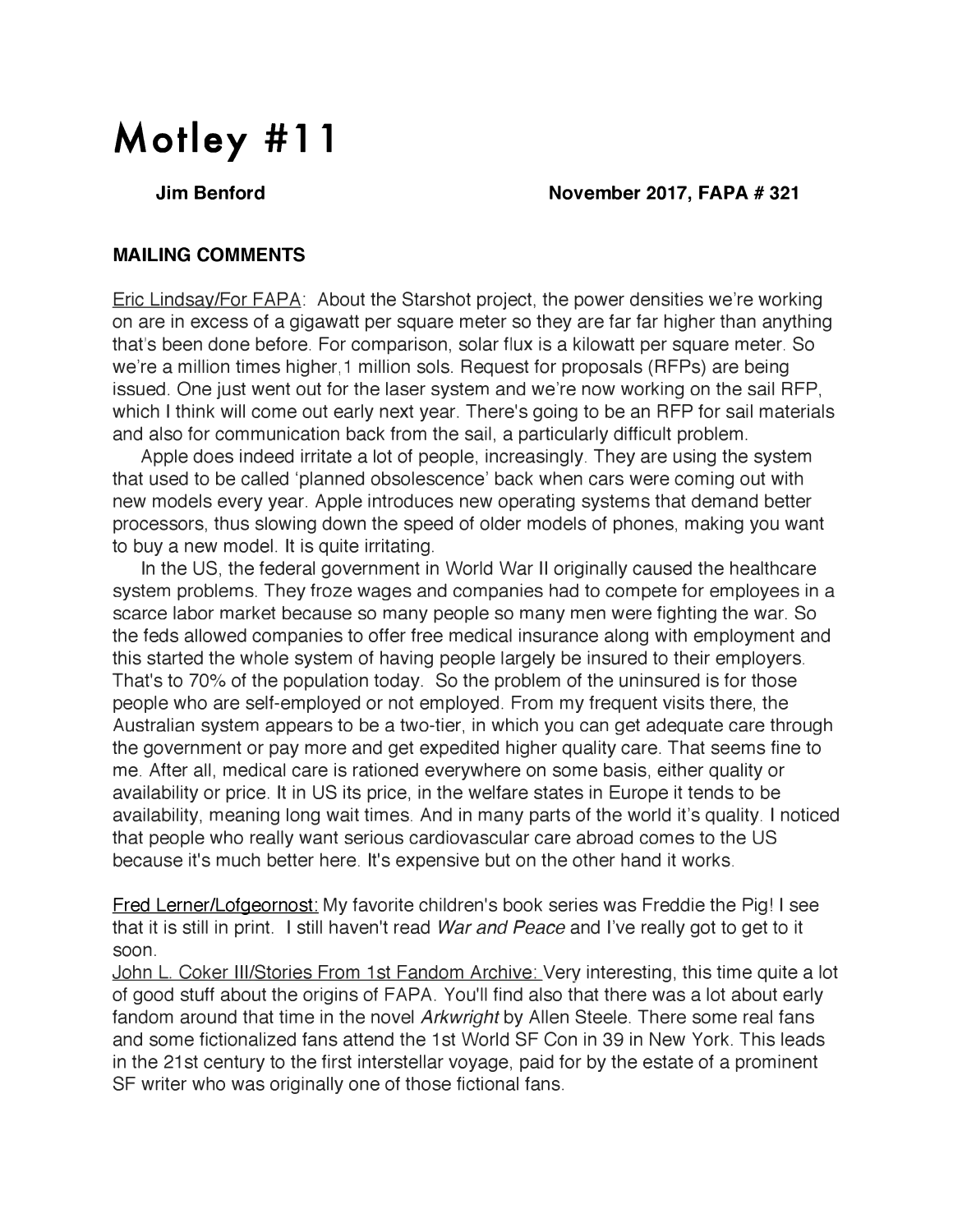# Motley #11

**Jim Benford** **November 2017, FAPA # 321**

**MAILING COMMENTS**

Eric Lindsay/For FAPA: About the Starshot project, the power densities we're working on are in excess of a gigawatt per square meter so they are far far higher than anything that's been done before. For comparison, solar flux is a kilowatt per square meter. So we're a million times higher,1 million sols. Request for proposals (RFPs) are being issued. One just went out for the laser system and we're now working on the sail RFP, which I think will come out early next year. There's going to be an RFP for sail materials and also for communication back from the sail, a particularly difficult problem.

Apple does indeed irritate a lot of people, increasingly. They are using the system that used to be called 'planned obsolescence' back when cars were coming out with new models every year. Apple introduces new operating systems that demand better processors, thus slowing down the speed of older models of phones, making you want to buy a new model. It is quite irritating.

In the US, the federal government in World War II originally caused the healthcare system problems. They froze wages and companies had to compete for employees in a scarce labor market because so many people so many men were fighting the war. So the feds allowed companies to offer free medical insurance along with employment and this started the whole system of having people largely be insured to their employers. That's to 70% of the population today. So the problem of the uninsured is for those people who are self-employed or not employed. From my frequent visits there, the Australian system appears to be a two-tier, in which you can get adequate care through the government or pay more and get expedited higher quality care. That seems fine to me. After all, medical care is rationed everywhere on some basis, either quality or availability or price. It in US its price, in the welfare states in Europe it tends to be availability, meaning long wait times. And in many parts of the world it's quality. I noticed that people who really want serious cardiovascular care abroad comes to the US because it's much better here. It's expensive but on the other hand it works.

Fred Lerner/Lofgeornost: My favorite children's book series was Freddie the Pig! I see that it is still in print. I still haven't read *War and Peace* and I've really got to get to it soon.

John L. Coker III/Stories From 1st Fandom Archive: Very interesting, this time quite a lot of good stuff about the origins of FAPA. You'll find also that there was a lot about early fandom around that time in the novel *Arkwright* by Allen Steele. There some real fans and some fictionalized fans attend the 1st World SF Con in 39 in New York. This leads in the 21st century to the first interstellar voyage, paid for by the estate of a prominent SF writer who was originally one of those fictional fans.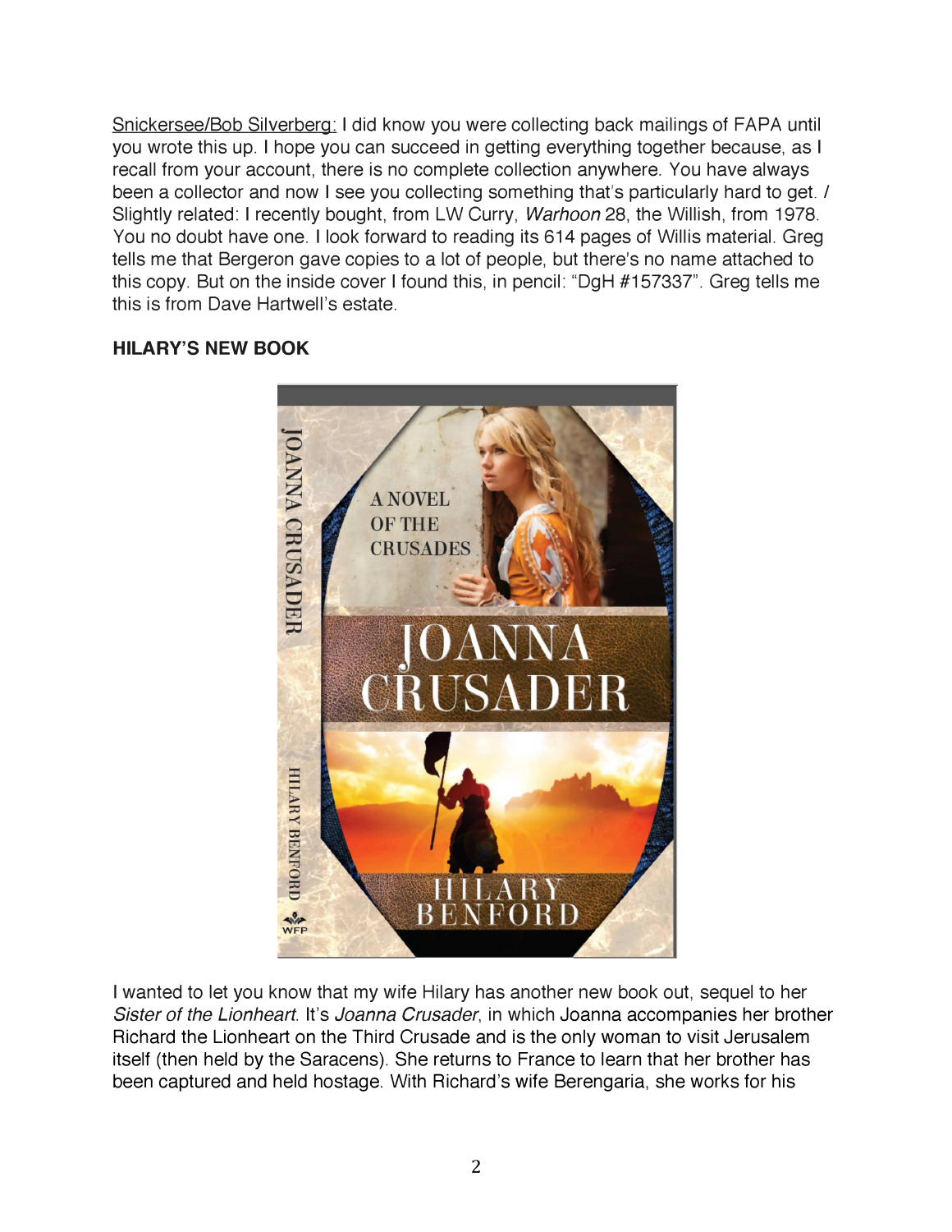Snickersee/Bob Silverberg: I did know you were collecting back mailings of FAPA until you wrote this up. I hope you can succeed in getting everything together because, as I recall from your account, there is no complete collection anywhere. You have always been a collector and now I see you collecting something that's particularly hard to get. / Slightly related: I recently bought, from LW Curry, *Warhoon* 28, the Willish, from 1978. You no doubt have one. I look forward to reading its 614 pages of Willis material. Greg tells me that Bergeron gave copies to a lot of people, but there's no name attached to this copy. But on the inside cover I found this, in pencil: "DgH #157337". Greg tells me this is from Dave Hartwell's estate.

**HILARY'S NEW BOOK**

I wanted to let you know that my wife Hilary has another new book out, sequel to her *Sister of the Lionheart*. It's *Joanna Crusader*, in which Joanna accompanies her brother Richard the Lionheart on the Third Crusade and is the only woman to visit Jerusalem itself (then held by the Saracens). She returns to France to learn that her brother has been captured and held hostage. With Richard's wife Berengaria, she works for his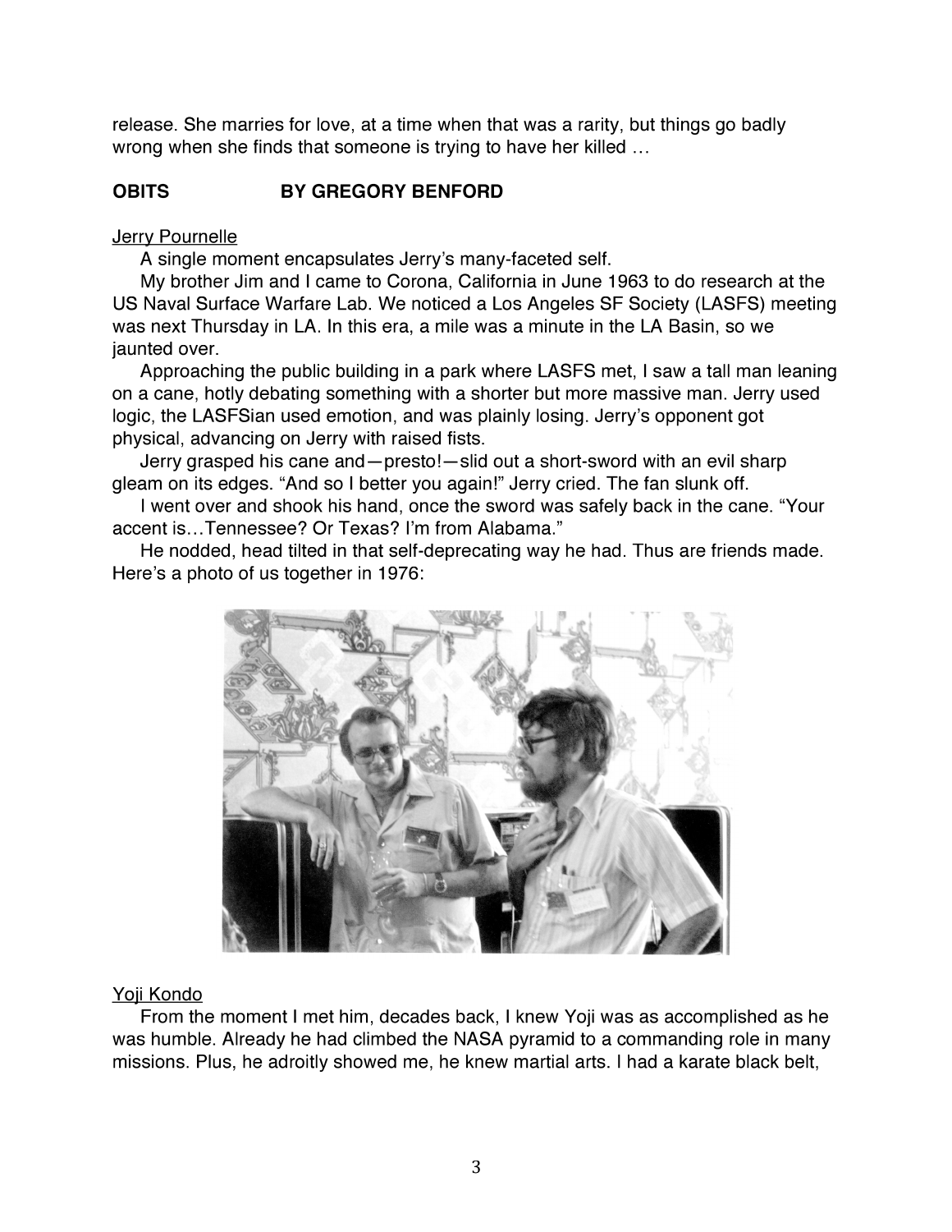release. She marries for love, at a time when that was a rarity, but things go badly wrong when she finds that someone is trying to have her killed …

## OBITS BY GREGORY BENFORD

Jerry Pournelle

A single moment encapsulates Jerry's many-faceted self.

My brother Jim and I came to Corona, California in June 1963 to do research at the US Naval Surface Warfare Lab. We noticed a Los Angeles SF Society (LASFS) meeting was next Thursday in LA. In this era, a mile was a minute in the LA Basin, so we jaunted over.

Approaching the public building in a park where LASFS met, I saw a tall man leaning on a cane, hotly debating something with a shorter but more massive man. Jerry used logic, the LASFSian used emotion, and was plainly losing. Jerry's opponent got physical, advancing on Jerry with raised fists.

Jerry grasped his cane and—presto!—slid out a short-sword with an evil sharp gleam on its edges. "And so I better you again!" Jerry cried. The fan slunk off.

I went over and shook his hand, once the sword was safely back in the cane. "Your accent is…Tennessee? Or Texas? I'm from Alabama."

He nodded, head tilted in that self-deprecating way he had. Thus are friends made. Here's a photo of us together in 1976:

Yoji Kondo

From the moment I met him, decades back, I knew Yoji was as accomplished as he was humble. Already he had climbed the NASA pyramid to a commanding role in many missions. Plus, he adroitly showed me, he knew martial arts. I had a karate black belt,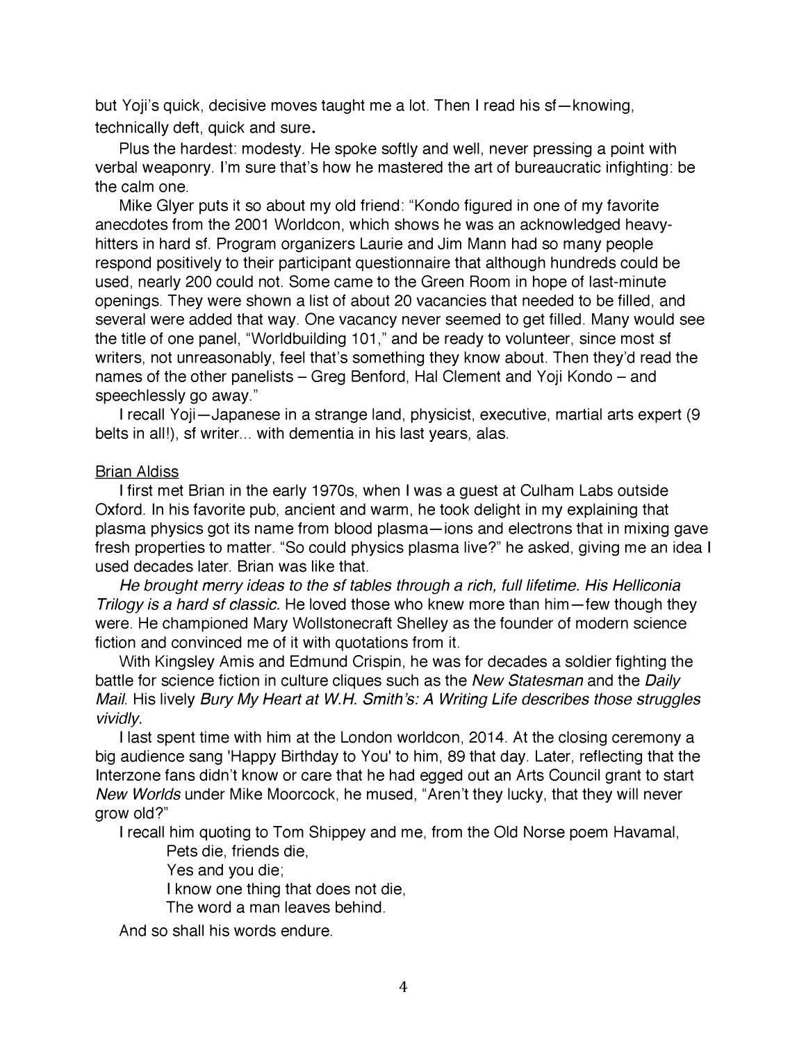but Yoji's quick, decisive moves taught me a lot. Then I read his sf—knowing, technically deft, quick and sure.

Plus the hardest: modesty. He spoke softly and well, never pressing a point with verbal weaponry. I'm sure that's how he mastered the art of bureaucratic infighting: be the calm one.

Mike Glyer puts it so about my old friend: "Kondo figured in one of my favorite anecdotes from the 2001 Worldcon, which shows he was an acknowledged heavy-hitters in hard sf. Program organizers Laurie and Jim Mann had so many people respond positively to their participant questionnaire that although hundreds could be used, nearly 200 could not. Some came to the Green Room in hope of last-minute openings. They were shown a list of about 20 vacancies that needed to be filled, and several were added that way. One vacancy never seemed to get filled. Many would see the title of one panel, "Worldbuilding 101," and be ready to volunteer, since most sf writers, not unreasonably, feel that's something they know about. Then they'd read the names of the other panelists – Greg Benford, Hal Clement and Yoji Kondo – and speechlessly go away."

I recall Yoji—Japanese in a strange land, physicist, executive, martial arts expert (9 belts in all!), sf writer... with dementia in his last years, alas.

<u>Brian Aldiss</u>

I first met Brian in the early 1970s, when I was a guest at Culham Labs outside Oxford. In his favorite pub, ancient and warm, he took delight in my explaining that plasma physics got its name from blood plasma—ions and electrons that in mixing gave fresh properties to matter. "So could physics plasma live?" he asked, giving me an idea I used decades later. Brian was like that.

*He brought merry ideas to the sf tables through a rich, full lifetime. His Helliconia Trilogy is a hard sf classic.* He loved those who knew more than him—few though they were. He championed Mary Wollstonecraft Shelley as the founder of modern science fiction and convinced me of it with quotations from it.

With Kingsley Amis and Edmund Crispin, he was for decades a soldier fighting the battle for science fiction in culture cliques such as the *New Statesman* and the *Daily Mail*. His lively *Bury My Heart at W.H. Smith's: A Writing Life describes those struggles vividly.*

I last spent time with him at the London worldcon, 2014. At the closing ceremony a big audience sang 'Happy Birthday to You' to him, 89 that day. Later, reflecting that the Interzone fans didn't know or care that he had egged out an Arts Council grant to start *New Worlds* under Mike Moorcock, he mused, "Aren't they lucky, that they will never grow old?"

I recall him quoting to Tom Shippey and me, from the Old Norse poem Havamal,

> Pets die, friends die,
> Yes and you die;
> I know one thing that does not die,
> The word a man leaves behind.

And so shall his words endure.